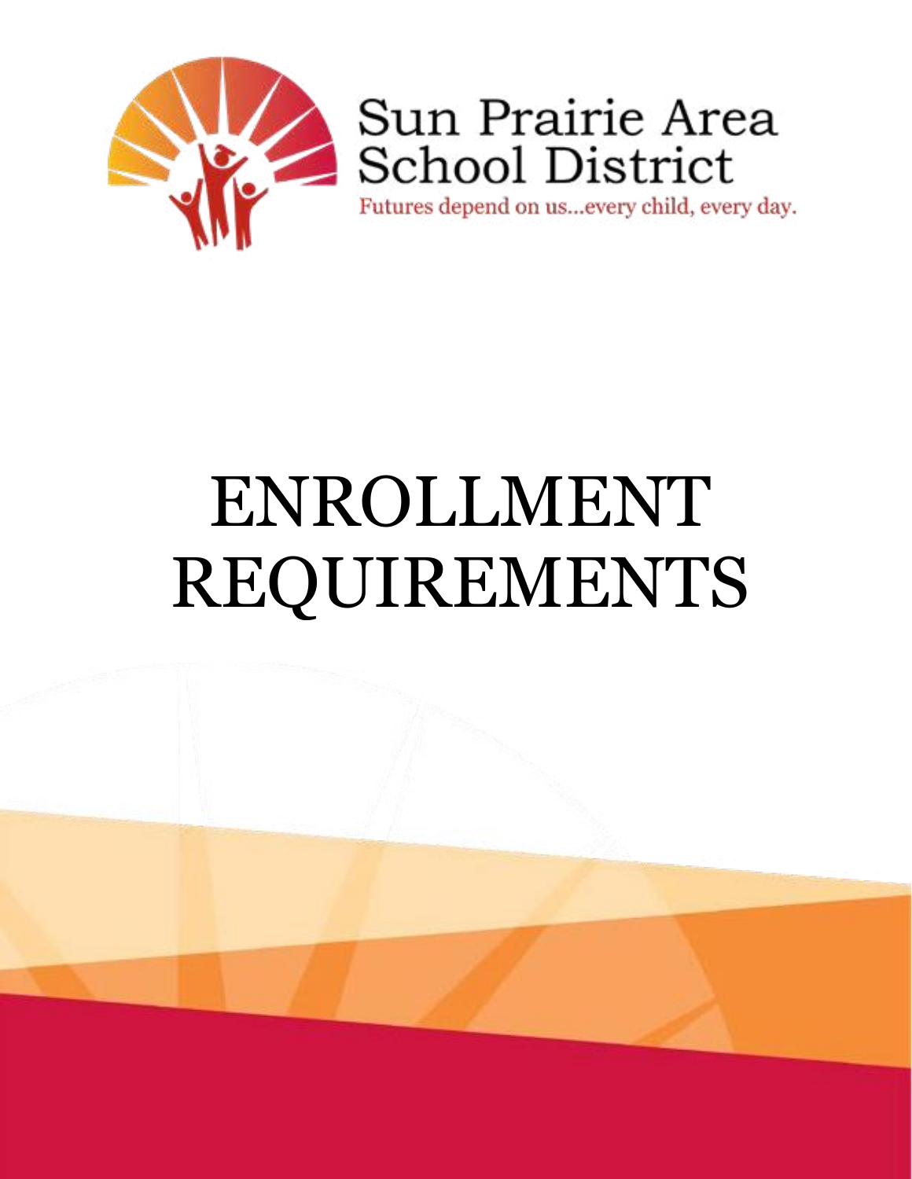Sun Prairie Area School District

Futures depend on us...every child, every day.

# ENROLLMENT REQUIREMENTS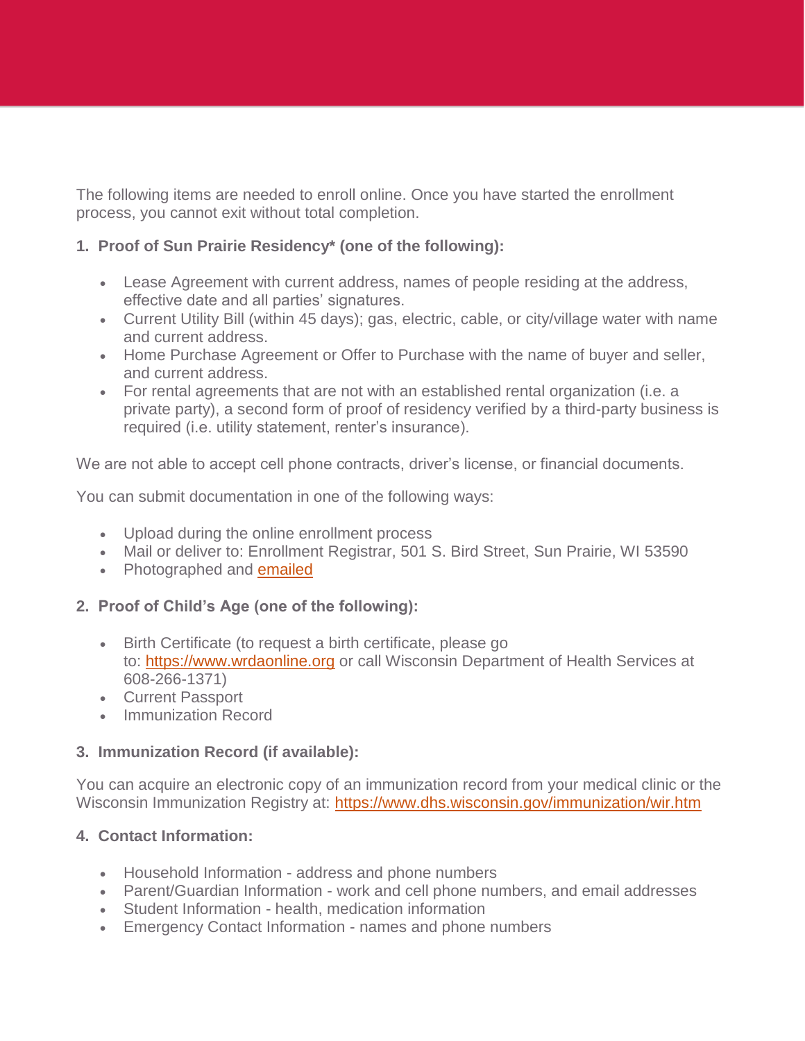The following items are needed to enroll online. Once you have started the enrollment process, you cannot exit without total completion.

1. **Proof of Sun Prairie Residency* (one of the following):**

   - Lease Agreement with current address, names of people residing at the address, effective date and all parties' signatures.
   - Current Utility Bill (within 45 days); gas, electric, cable, or city/village water with name and current address.
   - Home Purchase Agreement or Offer to Purchase with the name of buyer and seller, and current address.
   - For rental agreements that are not with an established rental organization (i.e. a private party), a second form of proof of residency verified by a third-party business is required (i.e. utility statement, renter's insurance).

We are not able to accept cell phone contracts, driver's license, or financial documents.

You can submit documentation in one of the following ways:

- Upload during the online enrollment process
- Mail or deliver to: Enrollment Registrar, 501 S. Bird Street, Sun Prairie, WI 53590
- Photographed and emailed

2. **Proof of Child's Age (one of the following):**

   - Birth Certificate (to request a birth certificate, please go to: https://www.wrdaonline.org or call Wisconsin Department of Health Services at 608-266-1371)
   - Current Passport
   - Immunization Record

3. **Immunization Record (if available):**

You can acquire an electronic copy of an immunization record from your medical clinic or the Wisconsin Immunization Registry at: https://www.dhs.wisconsin.gov/immunization/wir.htm

4. **Contact Information:**

   - Household Information - address and phone numbers
   - Parent/Guardian Information - work and cell phone numbers, and email addresses
   - Student Information - health, medication information
   - Emergency Contact Information - names and phone numbers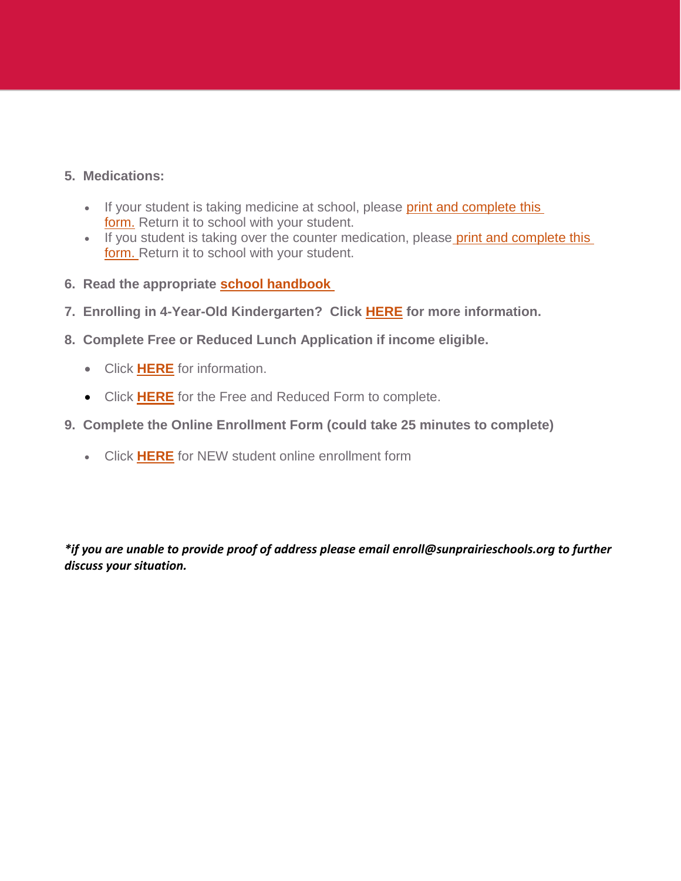5. **Medications:**

   - If your student is taking medicine at school, please print and complete this form. Return it to school with your student.
   - If you student is taking over the counter medication, please print and complete this form. Return it to school with your student.

6. **Read the appropriate school handbook**

7. **Enrolling in 4-Year-Old Kindergarten? Click HERE for more information.**

8. **Complete Free or Reduced Lunch Application if income eligible.**

   - Click **HERE** for information.
   - Click **HERE** for the Free and Reduced Form to complete.

9. **Complete the Online Enrollment Form (could take 25 minutes to complete)**

   - Click **HERE** for NEW student online enrollment form

***if you are unable to provide proof of address please email enroll@sunprairieschools.org to further discuss your situation.***